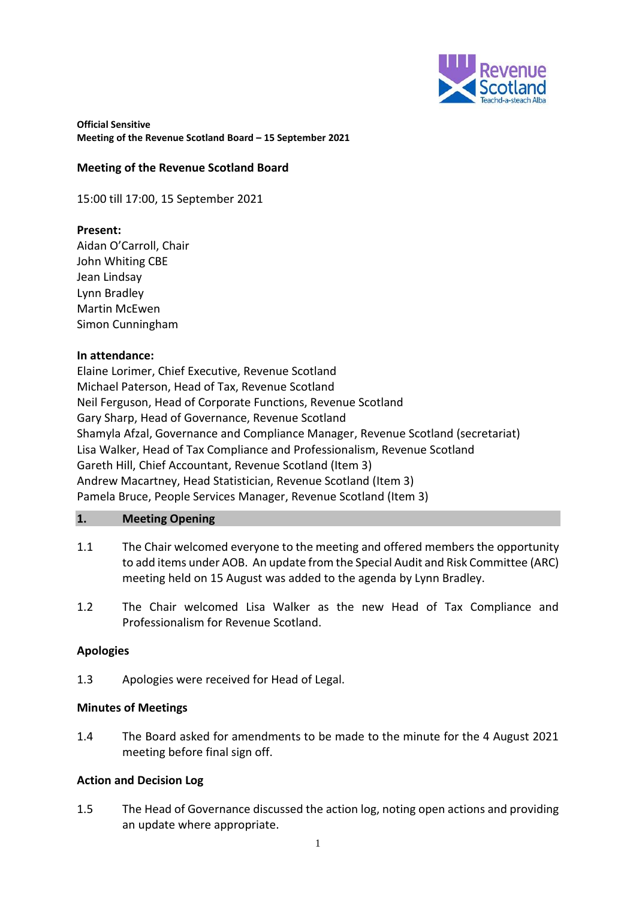**Official Sensitive**
**Meeting of the Revenue Scotland Board – 15 September 2021**

# Meeting of the Revenue Scotland Board

15:00 till 17:00, 15 September 2021

**Present:**
Aidan O'Carroll, Chair
John Whiting CBE
Jean Lindsay
Lynn Bradley
Martin McEwen
Simon Cunningham

**In attendance:**
Elaine Lorimer, Chief Executive, Revenue Scotland
Michael Paterson, Head of Tax, Revenue Scotland
Neil Ferguson, Head of Corporate Functions, Revenue Scotland
Gary Sharp, Head of Governance, Revenue Scotland
Shamyla Afzal, Governance and Compliance Manager, Revenue Scotland (secretariat)
Lisa Walker, Head of Tax Compliance and Professionalism, Revenue Scotland
Gareth Hill, Chief Accountant, Revenue Scotland (Item 3)
Andrew Macartney, Head Statistician, Revenue Scotland (Item 3)
Pamela Bruce, People Services Manager, Revenue Scotland (Item 3)

## 1. Meeting Opening

1.1 The Chair welcomed everyone to the meeting and offered members the opportunity to add items under AOB. An update from the Special Audit and Risk Committee (ARC) meeting held on 15 August was added to the agenda by Lynn Bradley.

1.2 The Chair welcomed Lisa Walker as the new Head of Tax Compliance and Professionalism for Revenue Scotland.

### Apologies

1.3 Apologies were received for Head of Legal.

### Minutes of Meetings

1.4 The Board asked for amendments to be made to the minute for the 4 August 2021 meeting before final sign off.

### Action and Decision Log

1.5 The Head of Governance discussed the action log, noting open actions and providing an update where appropriate.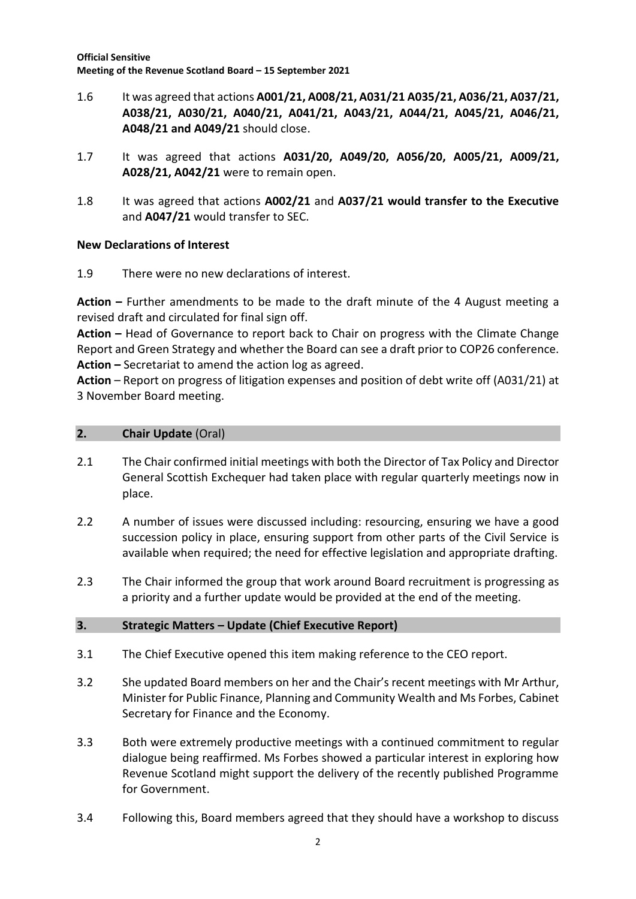1.6 It was agreed that actions **A001/21, A008/21, A031/21 A035/21, A036/21, A037/21, A038/21, A030/21, A040/21, A041/21, A043/21, A044/21, A045/21, A046/21, A048/21 and A049/21** should close.

1.7 It was agreed that actions **A031/20, A049/20, A056/20, A005/21, A009/21, A028/21, A042/21** were to remain open.

1.8 It was agreed that actions **A002/21** and **A037/21 would transfer to the Executive** and **A047/21** would transfer to SEC.

**New Declarations of Interest**

1.9 There were no new declarations of interest.

**Action –** Further amendments to be made to the draft minute of the 4 August meeting a revised draft and circulated for final sign off.

**Action –** Head of Governance to report back to Chair on progress with the Climate Change Report and Green Strategy and whether the Board can see a draft prior to COP26 conference.

**Action –** Secretariat to amend the action log as agreed.

**Action** – Report on progress of litigation expenses and position of debt write off (A031/21) at 3 November Board meeting.

## 2. Chair Update (Oral)

2.1 The Chair confirmed initial meetings with both the Director of Tax Policy and Director General Scottish Exchequer had taken place with regular quarterly meetings now in place.

2.2 A number of issues were discussed including: resourcing, ensuring we have a good succession policy in place, ensuring support from other parts of the Civil Service is available when required; the need for effective legislation and appropriate drafting.

2.3 The Chair informed the group that work around Board recruitment is progressing as a priority and a further update would be provided at the end of the meeting.

## 3. Strategic Matters – Update (Chief Executive Report)

3.1 The Chief Executive opened this item making reference to the CEO report.

3.2 She updated Board members on her and the Chair's recent meetings with Mr Arthur, Minister for Public Finance, Planning and Community Wealth and Ms Forbes, Cabinet Secretary for Finance and the Economy.

3.3 Both were extremely productive meetings with a continued commitment to regular dialogue being reaffirmed. Ms Forbes showed a particular interest in exploring how Revenue Scotland might support the delivery of the recently published Programme for Government.

3.4 Following this, Board members agreed that they should have a workshop to discuss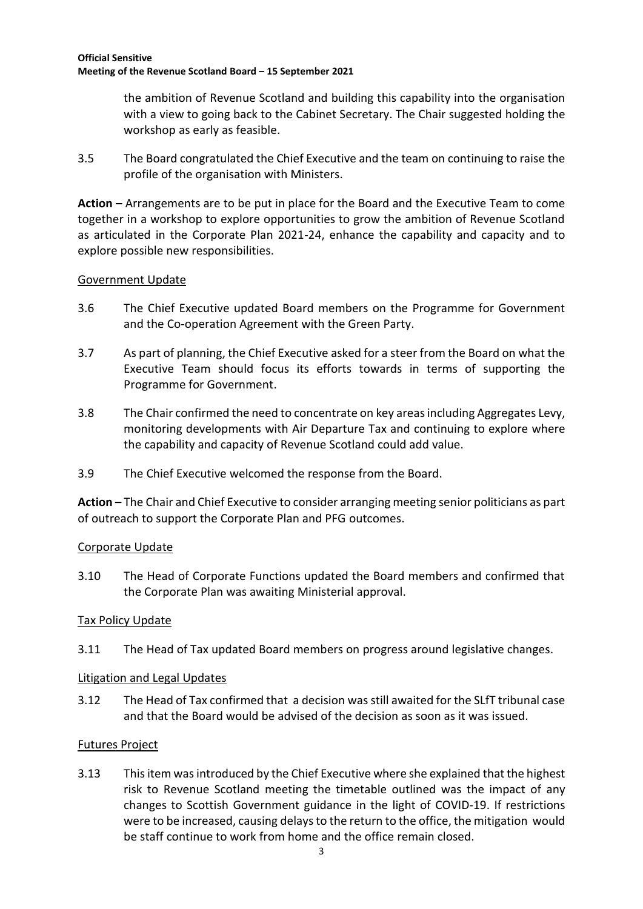the ambition of Revenue Scotland and building this capability into the organisation with a view to going back to the Cabinet Secretary. The Chair suggested holding the workshop as early as feasible.

3.5 The Board congratulated the Chief Executive and the team on continuing to raise the profile of the organisation with Ministers.

**Action –** Arrangements are to be put in place for the Board and the Executive Team to come together in a workshop to explore opportunities to grow the ambition of Revenue Scotland as articulated in the Corporate Plan 2021-24, enhance the capability and capacity and to explore possible new responsibilities.

Government Update

3.6 The Chief Executive updated Board members on the Programme for Government and the Co-operation Agreement with the Green Party.

3.7 As part of planning, the Chief Executive asked for a steer from the Board on what the Executive Team should focus its efforts towards in terms of supporting the Programme for Government.

3.8 The Chair confirmed the need to concentrate on key areas including Aggregates Levy, monitoring developments with Air Departure Tax and continuing to explore where the capability and capacity of Revenue Scotland could add value.

3.9 The Chief Executive welcomed the response from the Board.

**Action –** The Chair and Chief Executive to consider arranging meeting senior politicians as part of outreach to support the Corporate Plan and PFG outcomes.

Corporate Update

3.10 The Head of Corporate Functions updated the Board members and confirmed that the Corporate Plan was awaiting Ministerial approval.

Tax Policy Update

3.11 The Head of Tax updated Board members on progress around legislative changes.

Litigation and Legal Updates

3.12 The Head of Tax confirmed that a decision was still awaited for the SLfT tribunal case and that the Board would be advised of the decision as soon as it was issued.

Futures Project

3.13 This item was introduced by the Chief Executive where she explained that the highest risk to Revenue Scotland meeting the timetable outlined was the impact of any changes to Scottish Government guidance in the light of COVID-19. If restrictions were to be increased, causing delays to the return to the office, the mitigation would be staff continue to work from home and the office remain closed.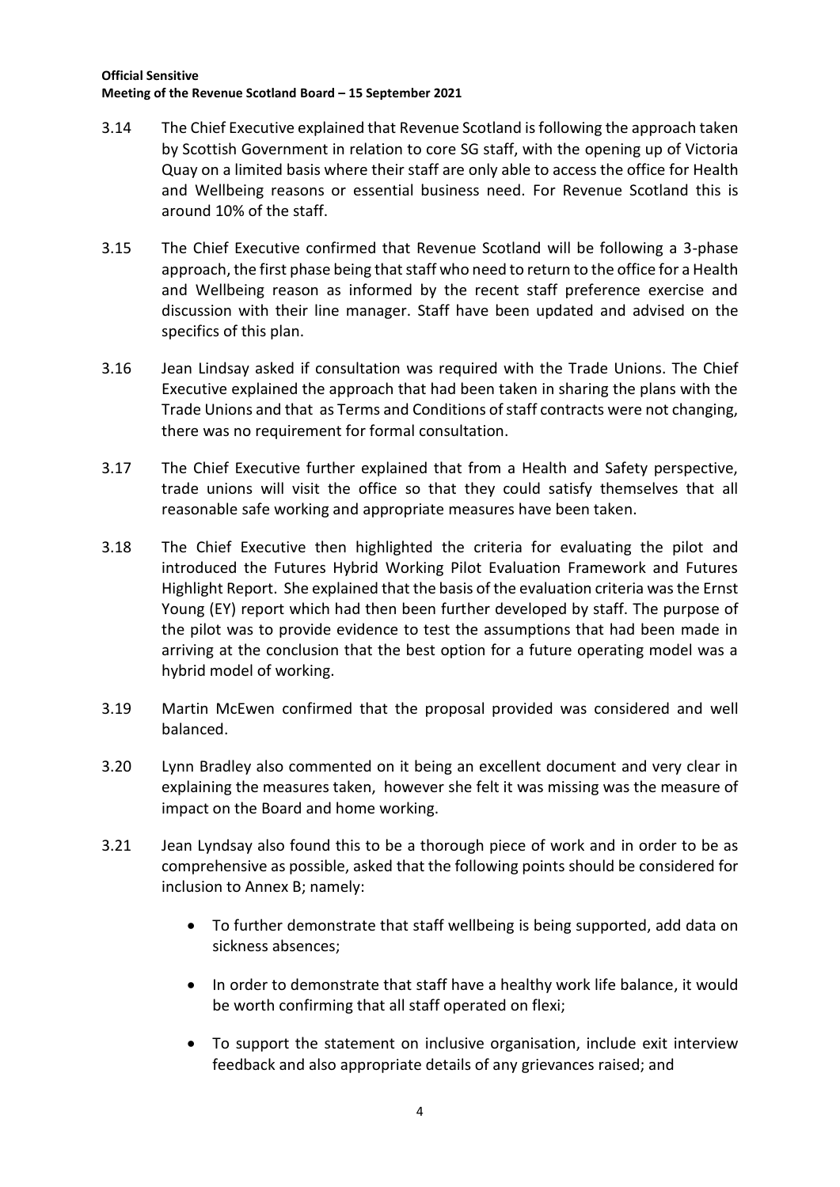3.14 The Chief Executive explained that Revenue Scotland is following the approach taken by Scottish Government in relation to core SG staff, with the opening up of Victoria Quay on a limited basis where their staff are only able to access the office for Health and Wellbeing reasons or essential business need. For Revenue Scotland this is around 10% of the staff.

3.15 The Chief Executive confirmed that Revenue Scotland will be following a 3-phase approach, the first phase being that staff who need to return to the office for a Health and Wellbeing reason as informed by the recent staff preference exercise and discussion with their line manager. Staff have been updated and advised on the specifics of this plan.

3.16 Jean Lindsay asked if consultation was required with the Trade Unions. The Chief Executive explained the approach that had been taken in sharing the plans with the Trade Unions and that as Terms and Conditions of staff contracts were not changing, there was no requirement for formal consultation.

3.17 The Chief Executive further explained that from a Health and Safety perspective, trade unions will visit the office so that they could satisfy themselves that all reasonable safe working and appropriate measures have been taken.

3.18 The Chief Executive then highlighted the criteria for evaluating the pilot and introduced the Futures Hybrid Working Pilot Evaluation Framework and Futures Highlight Report. She explained that the basis of the evaluation criteria was the Ernst Young (EY) report which had then been further developed by staff. The purpose of the pilot was to provide evidence to test the assumptions that had been made in arriving at the conclusion that the best option for a future operating model was a hybrid model of working.

3.19 Martin McEwen confirmed that the proposal provided was considered and well balanced.

3.20 Lynn Bradley also commented on it being an excellent document and very clear in explaining the measures taken, however she felt it was missing was the measure of impact on the Board and home working.

3.21 Jean Lyndsay also found this to be a thorough piece of work and in order to be as comprehensive as possible, asked that the following points should be considered for inclusion to Annex B; namely:

- To further demonstrate that staff wellbeing is being supported, add data on sickness absences;
- In order to demonstrate that staff have a healthy work life balance, it would be worth confirming that all staff operated on flexi;
- To support the statement on inclusive organisation, include exit interview feedback and also appropriate details of any grievances raised; and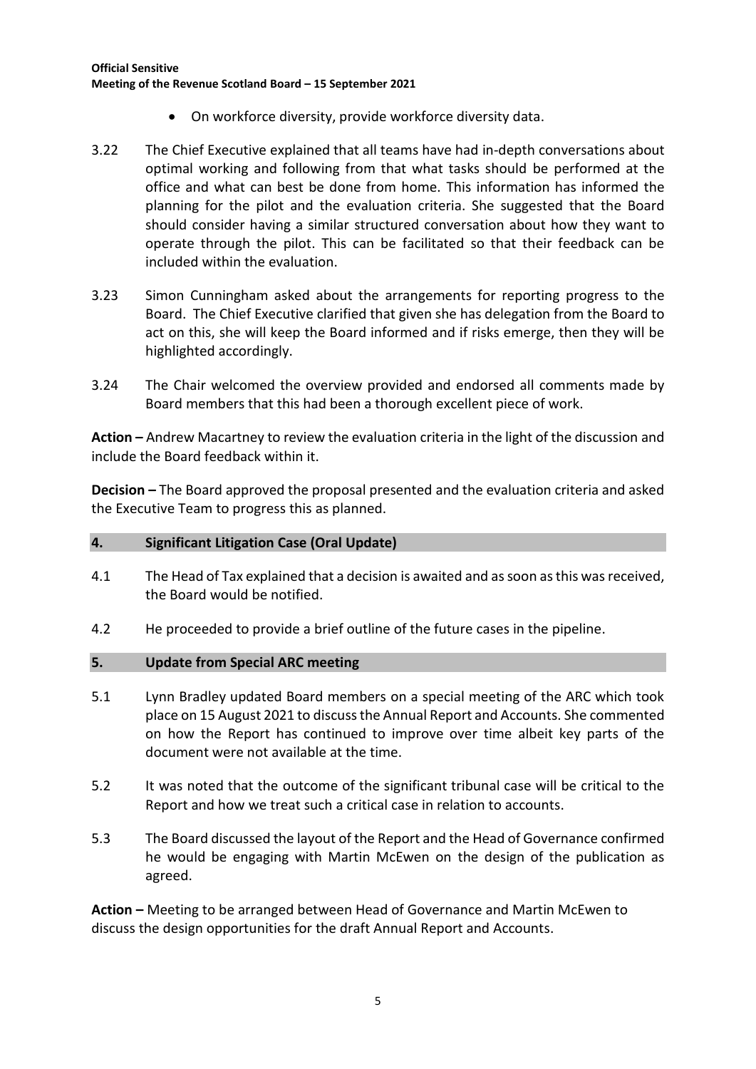- On workforce diversity, provide workforce diversity data.

3.22 The Chief Executive explained that all teams have had in-depth conversations about optimal working and following from that what tasks should be performed at the office and what can best be done from home. This information has informed the planning for the pilot and the evaluation criteria. She suggested that the Board should consider having a similar structured conversation about how they want to operate through the pilot. This can be facilitated so that their feedback can be included within the evaluation.

3.23 Simon Cunningham asked about the arrangements for reporting progress to the Board. The Chief Executive clarified that given she has delegation from the Board to act on this, she will keep the Board informed and if risks emerge, then they will be highlighted accordingly.

3.24 The Chair welcomed the overview provided and endorsed all comments made by Board members that this had been a thorough excellent piece of work.

**Action –** Andrew Macartney to review the evaluation criteria in the light of the discussion and include the Board feedback within it.

**Decision –** The Board approved the proposal presented and the evaluation criteria and asked the Executive Team to progress this as planned.

## 4. Significant Litigation Case (Oral Update)

4.1 The Head of Tax explained that a decision is awaited and as soon as this was received, the Board would be notified.

4.2 He proceeded to provide a brief outline of the future cases in the pipeline.

## 5. Update from Special ARC meeting

5.1 Lynn Bradley updated Board members on a special meeting of the ARC which took place on 15 August 2021 to discuss the Annual Report and Accounts. She commented on how the Report has continued to improve over time albeit key parts of the document were not available at the time.

5.2 It was noted that the outcome of the significant tribunal case will be critical to the Report and how we treat such a critical case in relation to accounts.

5.3 The Board discussed the layout of the Report and the Head of Governance confirmed he would be engaging with Martin McEwen on the design of the publication as agreed.

**Action –** Meeting to be arranged between Head of Governance and Martin McEwen to discuss the design opportunities for the draft Annual Report and Accounts.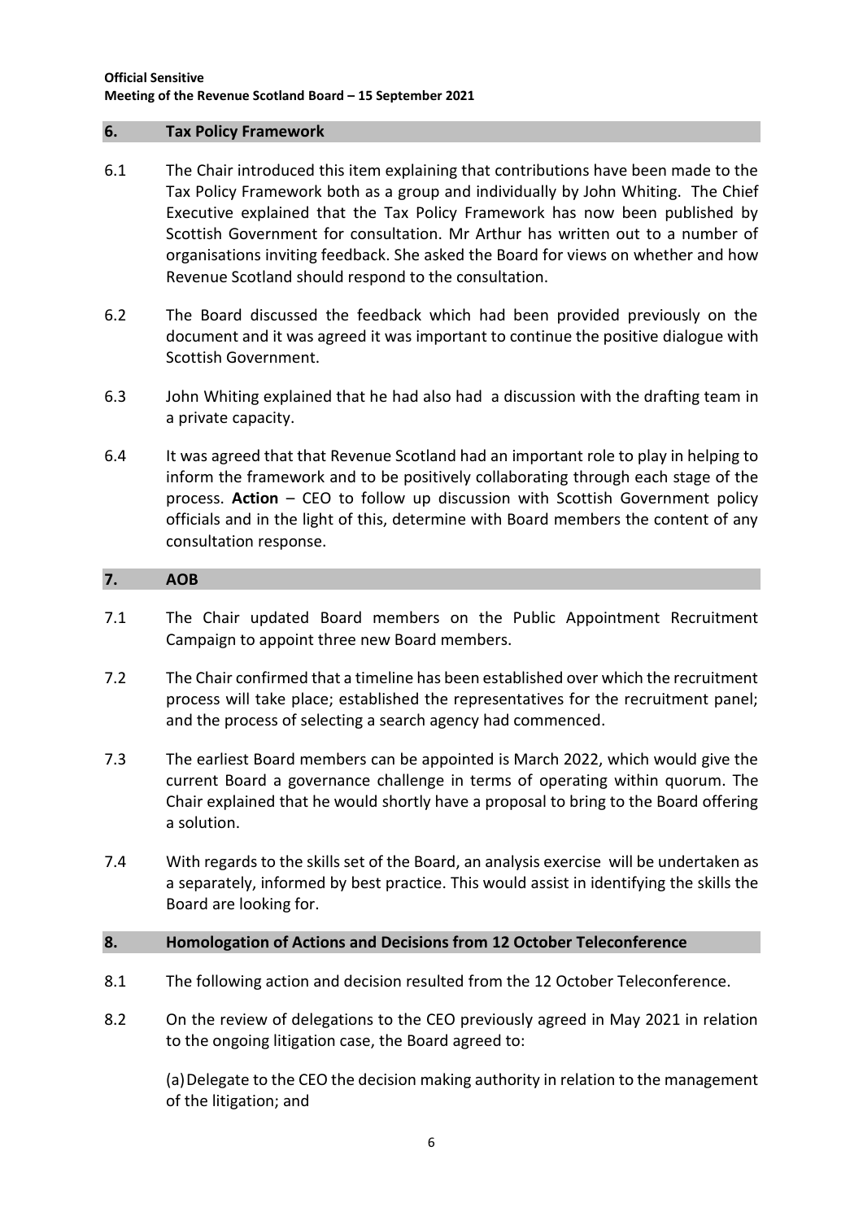## 6. Tax Policy Framework

6.1 The Chair introduced this item explaining that contributions have been made to the Tax Policy Framework both as a group and individually by John Whiting. The Chief Executive explained that the Tax Policy Framework has now been published by Scottish Government for consultation. Mr Arthur has written out to a number of organisations inviting feedback. She asked the Board for views on whether and how Revenue Scotland should respond to the consultation.

6.2 The Board discussed the feedback which had been provided previously on the document and it was agreed it was important to continue the positive dialogue with Scottish Government.

6.3 John Whiting explained that he had also had a discussion with the drafting team in a private capacity.

6.4 It was agreed that that Revenue Scotland had an important role to play in helping to inform the framework and to be positively collaborating through each stage of the process. **Action** – CEO to follow up discussion with Scottish Government policy officials and in the light of this, determine with Board members the content of any consultation response.

## 7. AOB

7.1 The Chair updated Board members on the Public Appointment Recruitment Campaign to appoint three new Board members.

7.2 The Chair confirmed that a timeline has been established over which the recruitment process will take place; established the representatives for the recruitment panel; and the process of selecting a search agency had commenced.

7.3 The earliest Board members can be appointed is March 2022, which would give the current Board a governance challenge in terms of operating within quorum. The Chair explained that he would shortly have a proposal to bring to the Board offering a solution.

7.4 With regards to the skills set of the Board, an analysis exercise will be undertaken as a separately, informed by best practice. This would assist in identifying the skills the Board are looking for.

## 8. Homologation of Actions and Decisions from 12 October Teleconference

8.1 The following action and decision resulted from the 12 October Teleconference.

8.2 On the review of delegations to the CEO previously agreed in May 2021 in relation to the ongoing litigation case, the Board agreed to:

(a) Delegate to the CEO the decision making authority in relation to the management of the litigation; and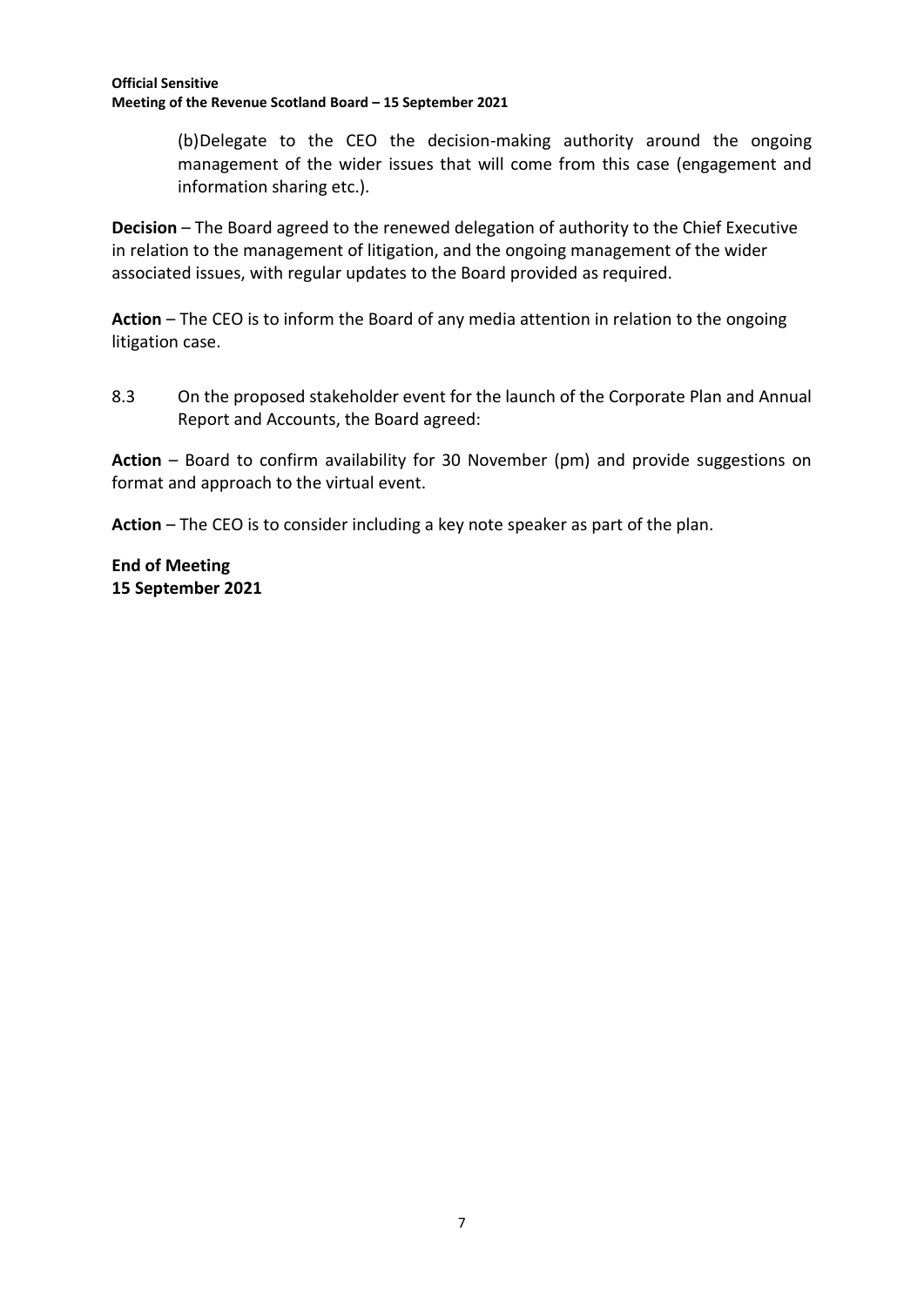(b)Delegate to the CEO the decision-making authority around the ongoing management of the wider issues that will come from this case (engagement and information sharing etc.).

**Decision** – The Board agreed to the renewed delegation of authority to the Chief Executive in relation to the management of litigation, and the ongoing management of the wider associated issues, with regular updates to the Board provided as required.

**Action** – The CEO is to inform the Board of any media attention in relation to the ongoing litigation case.

8.3 On the proposed stakeholder event for the launch of the Corporate Plan and Annual Report and Accounts, the Board agreed:

**Action** – Board to confirm availability for 30 November (pm) and provide suggestions on format and approach to the virtual event.

**Action** – The CEO is to consider including a key note speaker as part of the plan.

**End of Meeting**
**15 September 2021**